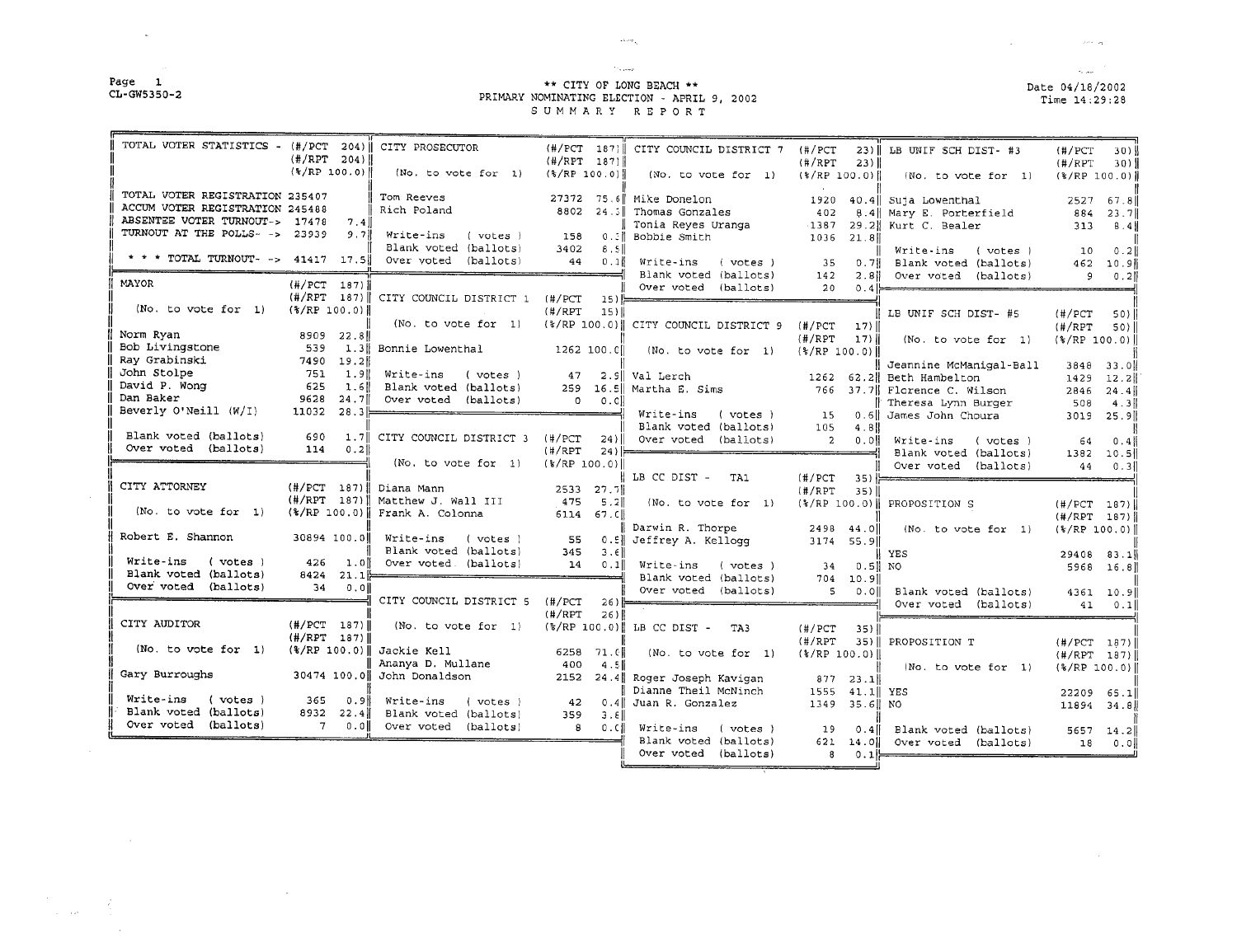** CITY OF LONG BEACH **
PRIMARY NOMINATING ELECTION - APRIL 9, 2002
S U M M A R Y   R E P O R T

CL-GW5350-2

Date 04/18/2002
Time 14:29:28

## TOTAL VOTER STATISTICS - (#/PCT 204) (#/RPT 204) (%/RP 100.0)

| | | |
|---|---|---|
| TOTAL VOTER REGISTRATION | 235407 | |
| ACCUM VOTER REGISTRATION | 245488 | |
| ABSENTEE VOTER TURNOUT-> | 17478 | 7.4 |
| TURNOUT AT THE POLLS--> | 23939 | 9.7 |
| * * * TOTAL TURNOUT- -> | 41417 | 17.5 |

## MAYOR (#/PCT 187) (#/RPT 187)

(No. to vote for 1) (%/RP 100.0)

| | | |
|---|---|---|
| Norm Ryan | 8909 | 22.8 |
| Bob Livingstone | 539 | 1.3 |
| Ray Grabinski | 7490 | 19.2 |
| John Stolpe | 751 | 1.9 |
| David P. Wong | 625 | 1.6 |
| Dan Baker | 9628 | 24.7 |
| Beverly O'Neill (W/I) | 11032 | 28.3 |
| Blank voted (ballots) | 690 | 1.7 |
| Over voted (ballots) | 114 | 0.2 |

## CITY ATTORNEY (#/PCT 187) (#/RPT 187)

(No. to vote for 1) (%/RP 100.0)

| | | |
|---|---|---|
| Robert E. Shannon | 30894 | 100.0 |
| Write-ins ( votes ) | 426 | 1.0 |
| Blank voted (ballots) | 8424 | 21.1 |
| Over voted (ballots) | 34 | 0.0 |

## CITY AUDITOR (#/PCT 187) (#/RPT 187)

(No. to vote for 1) (%/RP 100.0)

| | | |
|---|---|---|
| Gary Burroughs | 30474 | 100.0 |
| Write-ins ( votes ) | 365 | 0.9 |
| Blank voted (ballots) | 8932 | 22.4 |
| Over voted (ballots) | 7 | 0.0 |

## CITY PROSECUTOR (#/PCT 187) (#/RPT 187)

(No. to vote for 1) (%/RP 100.0)

| | | |
|---|---|---|
| Tom Reeves | 27372 | 75.6 |
| Rich Poland | 8802 | 24.3 |
| Write-ins ( votes ) | 158 | 0.3 |
| Blank voted (ballots) | 3402 | 8.5 |
| Over voted (ballots) | 44 | 0.1 |

## CITY COUNCIL DISTRICT 1 (#/PCT 15) (#/RPT 15)

(No. to vote for 1) (%/RP 100.0)

| | | |
|---|---|---|
| Bonnie Lowenthal | 1262 | 100.0 |
| Write-ins ( votes ) | 47 | 2.9 |
| Blank voted (ballots) | 259 | 16.5 |
| Over voted (ballots) | 0 | 0.0 |

## CITY COUNCIL DISTRICT 3 (#/PCT 24) (#/RPT 24)

(No. to vote for 1) (%/RP 100.0)

| | | |
|---|---|---|
| Diana Mann | 2533 | 27.7 |
| Matthew J. Wall III | 475 | 5.2 |
| Frank A. Colonna | 6114 | 67.0 |
| Write-ins ( votes ) | 55 | 0.5 |
| Blank voted (ballots) | 345 | 3.6 |
| Over voted (ballots) | 14 | 0.1 |

## CITY COUNCIL DISTRICT 5 (#/PCT 26) (#/RPT 26)

(No. to vote for 1) (%/RP 100.0)

| | | |
|---|---|---|
| Jackie Kell | 6258 | 71.0 |
| Ananya D. Mullane | 400 | 4.5 |
| John Donaldson | 2152 | 24.4 |
| Write-ins ( votes ) | 42 | 0.4 |
| Blank voted (ballots) | 359 | 3.6 |
| Over voted (ballots) | 8 | 0.0 |

## CITY COUNCIL DISTRICT 7 (#/PCT 23) (#/RPT 23)

(No. to vote for 1) (%/RP 100.0)

| | | |
|---|---|---|
| Mike Donelon | 1920 | 40.4 |
| Thomas Gonzales | 402 | 8.4 |
| Tonia Reyes Uranga | 1387 | 29.2 |
| Bobbie Smith | 1036 | 21.8 |
| Write-ins ( votes ) | 35 | 0.7 |
| Blank voted (ballots) | 142 | 2.8 |
| Over voted (ballots) | 20 | 0.4 |

## CITY COUNCIL DISTRICT 9 (#/PCT 17) (#/RPT 17)

(No. to vote for 1) (%/RP 100.0)

| | | |
|---|---|---|
| Val Lerch | 1262 | 62.2 |
| Martha E. Sims | 766 | 37.7 |
| Write-ins ( votes ) | 15 | 0.6 |
| Blank voted (ballots) | 105 | 4.8 |
| Over voted (ballots) | 2 | 0.0 |

## LB CC DIST - TA1 (#/PCT 35) (#/RPT 35)

(No. to vote for 1) (%/RP 100.0)

| | | |
|---|---|---|
| Darwin R. Thorpe | 2498 | 44.0 |
| Jeffrey A. Kellogg | 3174 | 55.9 |
| Write-ins ( votes ) | 34 | 0.5 |
| Blank voted (ballots) | 704 | 10.9 |
| Over voted (ballots) | 5 | 0.0 |

## LB CC DIST - TA3 (#/PCT 35) (#/RPT 35)

(No. to vote for 1) (%/RP 100.0)

| | | |
|---|---|---|
| Roger Joseph Kavigan | 877 | 23.1 |
| Dianne Theil McNinch | 1555 | 41.1 |
| Juan R. Gonzalez | 1349 | 35.6 |
| Write-ins ( votes ) | 19 | 0.4 |
| Blank voted (ballots) | 621 | 14.0 |
| Over voted (ballots) | 8 | 0.1 |

## LB UNIF SCH DIST- #3 (#/PCT 30) (#/RPT 30)

(No. to vote for 1) (%/RP 100.0)

| | | |
|---|---|---|
| Suja Lowenthal | 2527 | 67.8 |
| Mary E. Porterfield | 884 | 23.7 |
| Kurt C. Bealer | 313 | 8.4 |
| Write-ins ( votes ) | 10 | 0.2 |
| Blank voted (ballots) | 462 | 10.9 |
| Over voted (ballots) | 9 | 0.2 |

## LB UNIF SCH DIST- #5 (#/PCT 50) (#/RPT 50)

(No. to vote for 1) (%/RP 100.0)

| | | |
|---|---|---|
| Jeannine McManigal-Ball | 3848 | 33.0 |
| Beth Hambelton | 1429 | 12.2 |
| Florence C. Wilson | 2846 | 24.4 |
| Theresa Lynn Burger | 508 | 4.3 |
| James John Choura | 3019 | 25.9 |
| Write-ins ( votes ) | 64 | 0.4 |
| Blank voted (ballots) | 1382 | 10.5 |
| Over voted (ballots) | 44 | 0.3 |

## PROPOSITION S (#/PCT 187) (#/RPT 187)

(No. to vote for 1) (%/RP 100.0)

| | | |
|---|---|---|
| YES | 29408 | 83.1 |
| NO | 5968 | 16.8 |
| Blank voted (ballots) | 4361 | 10.9 |
| Over voted (ballots) | 41 | 0.1 |

## PROPOSITION T (#/PCT 187) (#/RPT 187)

(No. to vote for 1) (%/RP 100.0)

| | | |
|---|---|---|
| YES | 22209 | 65.1 |
| NO | 11894 | 34.8 |
| Blank voted (ballots) | 5657 | 14.2 |
| Over voted (ballots) | 18 | 0.0 |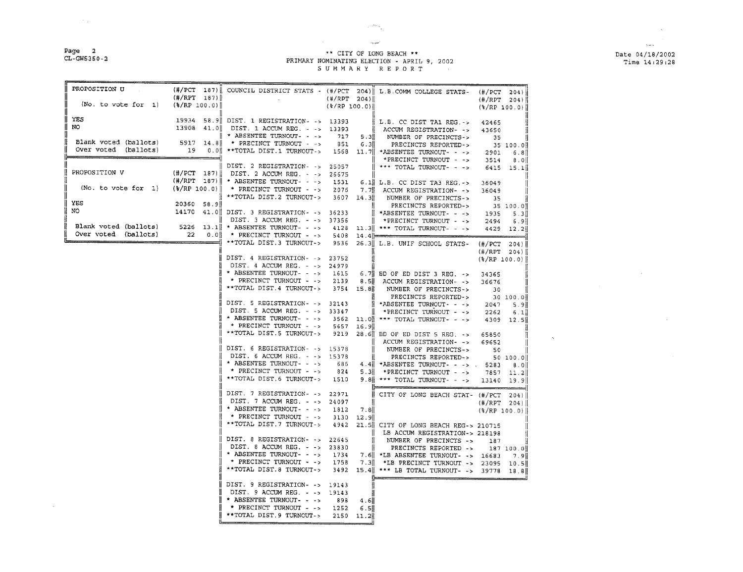** CITY OF LONG BEACH **
PRIMARY NOMINATING ELECTION - APRIL 9, 2002
S U M M A R Y   R E P O R T

Date 04/18/2002
Time 14:29:28

| PROPOSITION U | (#/PCT 187) | |
|---|---|---|
| | (#/RPT 187) | |
| (No. to vote for 1) | (%/RP 100.0) | |
| YES | 19934 | 58.9 |
| NO | 13908 | 41.0 |
| Blank voted (ballots) | 5917 | 14.8 |
| Over voted (ballots) | 19 | 0.0 |

| PROPOSITION V | (#/PCT 187) | |
|---|---|---|
| | (#/RPT 187) | |
| (No. to vote for 1) | (%/RP 100.0) | |
| YES | 20360 | 58.9 |
| NO | 14170 | 41.0 |
| Blank voted (ballots) | 5226 | 13.1 |
| Over voted (ballots) | 22 | 0.0 |

| COUNCIL DISTRICT STATS - | (#/PCT 204) | |
|---|---|---|
| | (#/RPT 204) | |
| | (%/RP 100.0) | |
| DIST. 1 REGISTRATION- -> | 13393 | |
| DIST. 1 ACCUM REG. - -> | 13393 | |
| * ABSENTEE TURNOUT- - -> | 717 | 5.3 |
| * PRECINCT TURNOUT - -> | 851 | 6.3 |
| **TOTAL DIST.1 TURNOUT-> | 1568 | 11.7 |
| DIST. 2 REGISTRATION- -> | 25057 | |
| DIST. 2 ACCUM REG. - -> | 26675 | |
| * ABSENTEE TURNOUT- - -> | 1531 | 6.1 |
| * PRECINCT TURNOUT - -> | 2076 | 7.7 |
| **TOTAL DIST.2 TURNOUT-> | 3607 | 14.3 |
| DIST. 3 REGISTRATION- -> | 36233 | |
| DIST. 3 ACCUM REG. - -> | 37356 | |
| * ABSENTEE TURNOUT- - -> | 4128 | 11.3 |
| * PRECINCT TURNOUT - -> | 5408 | 14.4 |
| **TOTAL DIST.3 TURNOUT-> | 9536 | 26.3 |
| DIST. 4 REGISTRATION- -> | 23752 | |
| DIST. 4 ACCUM REG. - -> | 24979 | |
| * ABSENTEE TURNOUT- - -> | 1615 | 6.7 |
| * PRECINCT TURNOUT - -> | 2139 | 8.5 |
| **TOTAL DIST.4 TURNOUT-> | 3754 | 15.8 |
| DIST. 5 REGISTRATION- -> | 32143 | |
| DIST. 5 ACCUM REG. - -> | 33347 | |
| * ABSENTEE TURNOUT- - -> | 3562 | 11.0 |
| * PRECINCT TURNOUT - -> | 5657 | 16.9 |
| **TOTAL DIST.5 TURNOUT-> | 9219 | 28.6 |
| DIST. 6 REGISTRATION- -> | 15378 | |
| DIST. 6 ACCUM REG. - -> | 15378 | |
| * ABSENTEE TURNOUT- - -> | 686 | 4.4 |
| * PRECINCT TURNOUT - -> | 824 | 5.3 |
| **TOTAL DIST.6 TURNOUT-> | 1510 | 9.8 |
| DIST. 7 REGISTRATION- -> | 22971 | |
| DIST. 7 ACCUM REG. - -> | 24097 | |
| * ABSENTEE TURNOUT- - -> | 1812 | 7.8 |
| * PRECINCT TURNOUT - -> | 3130 | 12.9 |
| **TOTAL DIST.7 TURNOUT-> | 4942 | 21.5 |
| DIST. 8 REGISTRATION- -> | 22645 | |
| DIST. 8 ACCUM REG. - -> | 23830 | |
| * ABSENTEE TURNOUT- - -> | 1734 | 7.6 |
| * PRECINCT TURNOUT - -> | 1758 | 7.3 |
| **TOTAL DIST.8 TURNOUT-> | 3492 | 15.4 |
| DIST. 9 REGISTRATION- -> | 19143 | |
| DIST. 9 ACCUM REG. - -> | 19143 | |
| * ABSENTEE TURNOUT- - -> | 898 | 4.6 |
| * PRECINCT TURNOUT - -> | 1252 | 6.5 |
| **TOTAL DIST.9 TURNOUT-> | 2150 | 11.2 |

| L.B.COMM COLLEGE STATS- | (#/PCT 204) | |
|---|---|---|
| | (#/RPT 204) | |
| | (%/RP 100.0) | |
| L.B. CC DIST TA1 REG.-> | 42465 | |
| ACCUM REGISTRATION- -> | 43650 | |
| NUMBER OF PRECINCTS-> | 35 | |
| PRECINCTS REPORTED-> | 35 | 100.0 |
| *ABSENTEE TURNOUT- - -> | 2901 | 6.8 |
| *PRECINCT TURNOUT - -> | 3514 | 8.0 |
| *** TOTAL TURNOUT- - -> | 6415 | 15.1 |
| L.B. CC DIST TA3 REG.-> | 36049 | |
| ACCUM REGISTRATION- -> | 36049 | |
| NUMBER OF PRECINCTS-> | 35 | |
| PRECINCTS REPORTED-> | 35 | 100.0 |
| *ABSENTEE TURNOUT- - -> | 1935 | 5.3 |
| *PRECINCT TURNOUT - -> | 2494 | 6.9 |
| *** TOTAL TURNOUT- - -> | 4429 | 12.2 |

| L.B. UNIF SCHOOL STATS- | (#/PCT 204) | |
|---|---|---|
| | (#/RPT 204) | |
| | (%/RP 100.0) | |
| BD OF ED DIST 3 REG. -> | 34365 | |
| ACCUM REGISTRATION- -> | 36676 | |
| NUMBER OF PRECINCTS-> | 30 | |
| PRECINCTS REPORTED-> | 30 | 100.0 |
| *ABSENTEE TURNOUT- - -> | 2047 | 5.9 |
| *PRECINCT TURNOUT - -> | 2262 | 6.1 |
| *** TOTAL TURNOUT- - -> | 4309 | 12.5 |
| BD OF ED DIST 5 REG. -> | 65850 | |
| ACCUM REGISTRATION- -> | 69652 | |
| NUMBER OF PRECINCTS-> | 50 | |
| PRECINCTS REPORTED-> | 50 | 100.0 |
| *ABSENTEE TURNOUT- - -> | 5283 | 8.0 |
| *PRECINCT TURNOUT - -> | 7857 | 11.2 |
| *** TOTAL TURNOUT- - -> | 13140 | 19.9 |

| CITY OF LONG BEACH STAT- | (#/PCT 204) | |
|---|---|---|
| | (#/RPT 204) | |
| | (%/RP 100.0) | |
| CITY OF LONG BEACH REG-> | 210715 | |
| LB ACCUM REGISTRATION-> | 218198 | |
| NUMBER OF PRECINCTS -> | 187 | |
| PRECINCTS REPORTED -> | 187 | 100.0 |
| *LB ABSENTEE TURNOUT- -> | 16683 | 7.9 |
| *LB PRECINCT TURNOUT -> | 23095 | 10.5 |
| *** LB TOTAL TURNOUT- -> | 39778 | 18.8 |